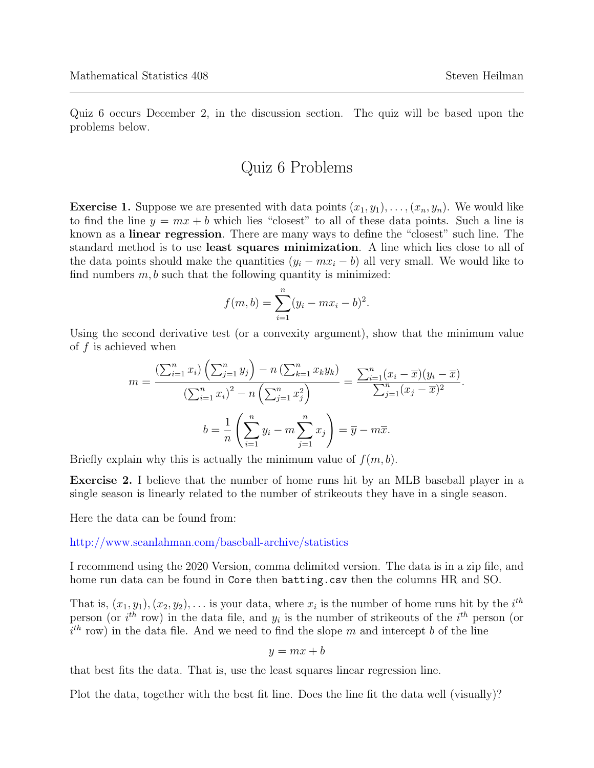Quiz 6 occurs December 2, in the discussion section. The quiz will be based upon the problems below.

# Quiz 6 Problems

**Exercise 1.** Suppose we are presented with data points $(x_1, y_1), \ldots, (x_n, y_n)$. We would like to find the line $y = mx + b$ which lies "closest" to all of these data points. Such a line is known as a **linear regression**. There are many ways to define the "closest" such line. The standard method is to use **least squares minimization**. A line which lies close to all of the data points should make the quantities $(y_i - mx_i - b)$ all very small. We would like to find numbers $m, b$ such that the following quantity is minimized:

$$f(m,b) = \sum_{i=1}^{n} (y_i - mx_i - b)^2.$$

Using the second derivative test (or a convexity argument), show that the minimum value of $f$ is achieved when

$$m = \frac{\left(\sum_{i=1}^{n} x_i\right)\left(\sum_{j=1}^{n} y_j\right) - n\left(\sum_{k=1}^{n} x_k y_k\right)}{\left(\sum_{i=1}^{n} x_i\right)^2 - n\left(\sum_{j=1}^{n} x_j^2\right)} = \frac{\sum_{i=1}^{n}(x_i - \overline{x})(y_i - \overline{x})}{\sum_{j=1}^{n}(x_j - \overline{x})^2}.$$

$$b = \frac{1}{n}\left(\sum_{i=1}^{n} y_i - m\sum_{j=1}^{n} x_j\right) = \overline{y} - m\overline{x}.$$

Briefly explain why this is actually the minimum value of $f(m, b)$.

**Exercise 2.** I believe that the number of home runs hit by an MLB baseball player in a single season is linearly related to the number of strikeouts they have in a single season.

Here the data can be found from:

http://www.seanlahman.com/baseball-archive/statistics

I recommend using the 2020 Version, comma delimited version. The data is in a zip file, and home run data can be found in `Core` then `batting.csv` then the columns HR and SO.

That is, $(x_1, y_1), (x_2, y_2), \ldots$ is your data, where $x_i$ is the number of home runs hit by the $i^{th}$ person (or $i^{th}$ row) in the data file, and $y_i$ is the number of strikeouts of the $i^{th}$ person (or $i^{th}$ row) in the data file. And we need to find the slope $m$ and intercept $b$ of the line

$$y = mx + b$$

that best fits the data. That is, use the least squares linear regression line.

Plot the data, together with the best fit line. Does the line fit the data well (visually)?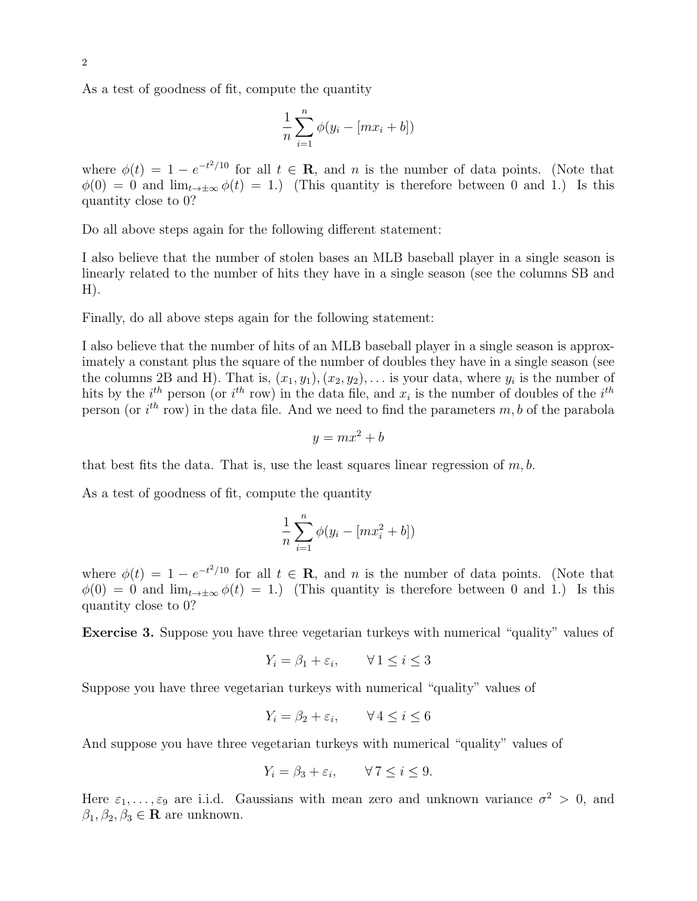As a test of goodness of fit, compute the quantity

$$\frac{1}{n}\sum_{i=1}^{n}\phi(y_i - [mx_i + b])$$

where $\phi(t) = 1 - e^{-t^2/10}$ for all $t \in \mathbf{R}$, and $n$ is the number of data points. (Note that $\phi(0) = 0$ and $\lim_{t\to\pm\infty}\phi(t) = 1$.) (This quantity is therefore between 0 and 1.) Is this quantity close to 0?

Do all above steps again for the following different statement:

I also believe that the number of stolen bases an MLB baseball player in a single season is linearly related to the number of hits they have in a single season (see the columns SB and H).

Finally, do all above steps again for the following statement:

I also believe that the number of hits of an MLB baseball player in a single season is approximately a constant plus the square of the number of doubles they have in a single season (see the columns 2B and H). That is, $(x_1, y_1), (x_2, y_2), \ldots$ is your data, where $y_i$ is the number of hits by the $i^{th}$ person (or $i^{th}$ row) in the data file, and $x_i$ is the number of doubles of the $i^{th}$ person (or $i^{th}$ row) in the data file. And we need to find the parameters $m, b$ of the parabola

$$y = mx^2 + b$$

that best fits the data. That is, use the least squares linear regression of $m, b$.

As a test of goodness of fit, compute the quantity

$$\frac{1}{n}\sum_{i=1}^{n}\phi(y_i - [mx_i^2 + b])$$

where $\phi(t) = 1 - e^{-t^2/10}$ for all $t \in \mathbf{R}$, and $n$ is the number of data points. (Note that $\phi(0) = 0$ and $\lim_{t\to\pm\infty}\phi(t) = 1$.) (This quantity is therefore between 0 and 1.) Is this quantity close to 0?

**Exercise 3.** Suppose you have three vegetarian turkeys with numerical "quality" values of

$$Y_i = \beta_1 + \varepsilon_i, \qquad \forall\, 1 \leq i \leq 3$$

Suppose you have three vegetarian turkeys with numerical "quality" values of

$$Y_i = \beta_2 + \varepsilon_i, \qquad \forall\, 4 \leq i \leq 6$$

And suppose you have three vegetarian turkeys with numerical "quality" values of

$$Y_i = \beta_3 + \varepsilon_i, \qquad \forall\, 7 \leq i \leq 9.$$

Here $\varepsilon_1, \ldots, \varepsilon_9$ are i.i.d. Gaussians with mean zero and unknown variance $\sigma^2 > 0$, and $\beta_1, \beta_2, \beta_3 \in \mathbf{R}$ are unknown.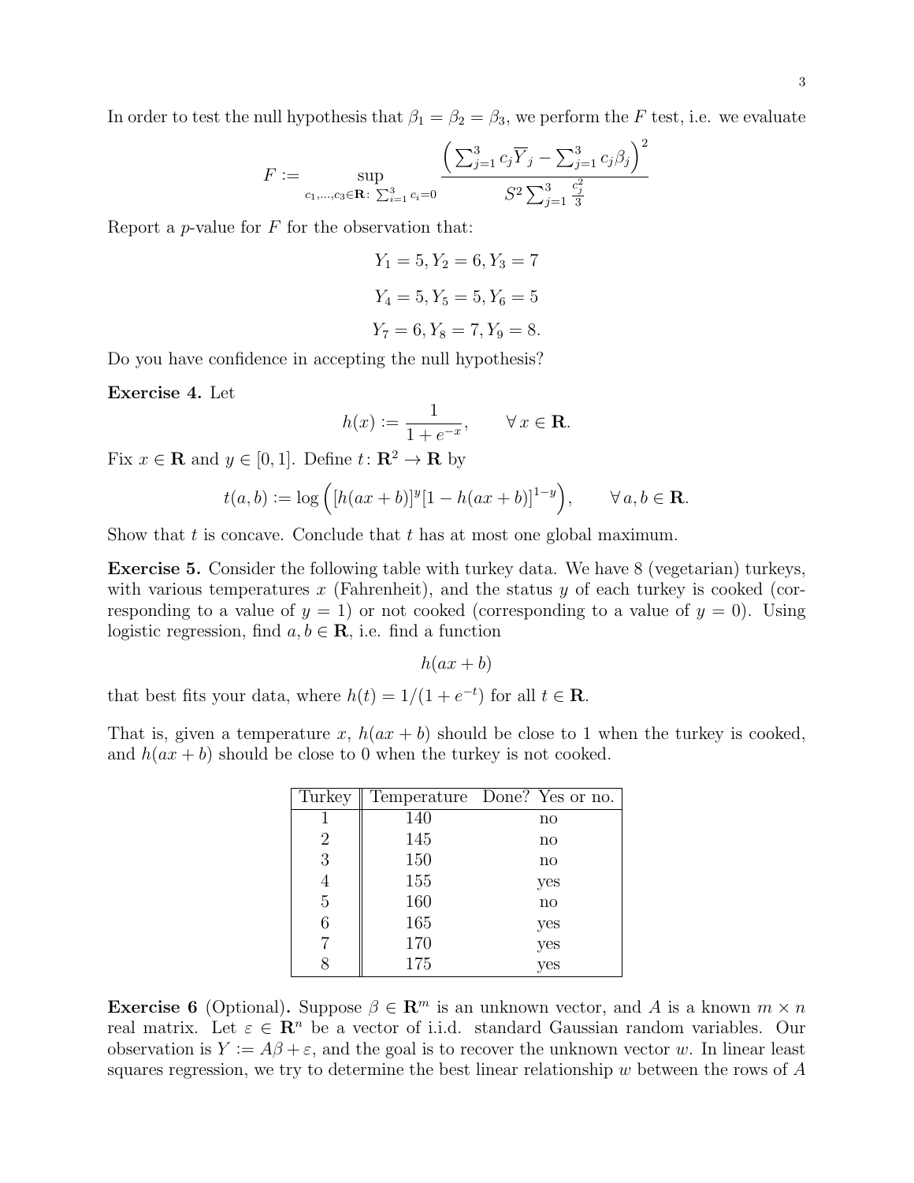In order to test the null hypothesis that $\beta_1 = \beta_2 = \beta_3$, we perform the $F$ test, i.e. we evaluate

$$F := \sup_{c_1,\ldots,c_3\in\mathbf{R}\colon \sum_{i=1}^3 c_i=0} \frac{\Big(\sum_{j=1}^3 c_j\overline{Y}_j - \sum_{j=1}^3 c_j\beta_j\Big)^2}{S^2\sum_{j=1}^3 \frac{c_j^2}{3}}$$

Report a $p$-value for $F$ for the observation that:

$$Y_1 = 5, Y_2 = 6, Y_3 = 7$$

$$Y_4 = 5, Y_5 = 5, Y_6 = 5$$

$$Y_7 = 6, Y_8 = 7, Y_9 = 8.$$

Do you have confidence in accepting the null hypothesis?

**Exercise 4.** Let

$$h(x) := \frac{1}{1+e^{-x}}, \qquad \forall\, x \in \mathbf{R}.$$

Fix $x \in \mathbf{R}$ and $y \in [0,1]$. Define $t\colon \mathbf{R}^2 \to \mathbf{R}$ by

$$t(a,b) := \log\Big([h(ax+b)]^y[1-h(ax+b)]^{1-y}\Big), \qquad \forall\, a,b \in \mathbf{R}.$$

Show that $t$ is concave. Conclude that $t$ has at most one global maximum.

**Exercise 5.** Consider the following table with turkey data. We have 8 (vegetarian) turkeys, with various temperatures $x$ (Fahrenheit), and the status $y$ of each turkey is cooked (corresponding to a value of $y = 1$) or not cooked (corresponding to a value of $y = 0$). Using logistic regression, find $a, b \in \mathbf{R}$, i.e. find a function

$$h(ax + b)$$

that best fits your data, where $h(t) = 1/(1 + e^{-t})$ for all $t \in \mathbf{R}$.

That is, given a temperature $x$, $h(ax + b)$ should be close to 1 when the turkey is cooked, and $h(ax + b)$ should be close to 0 when the turkey is not cooked.

| Turkey | Temperature | Done? Yes or no. |
|---|---|---|
| 1 | 140 | no |
| 2 | 145 | no |
| 3 | 150 | no |
| 4 | 155 | yes |
| 5 | 160 | no |
| 6 | 165 | yes |
| 7 | 170 | yes |
| 8 | 175 | yes |

**Exercise 6** (Optional)**.** Suppose $\beta \in \mathbf{R}^m$ is an unknown vector, and $A$ is a known $m \times n$ real matrix. Let $\varepsilon \in \mathbf{R}^n$ be a vector of i.i.d. standard Gaussian random variables. Our observation is $Y := A\beta + \varepsilon$, and the goal is to recover the unknown vector $w$. In linear least squares regression, we try to determine the best linear relationship $w$ between the rows of $A$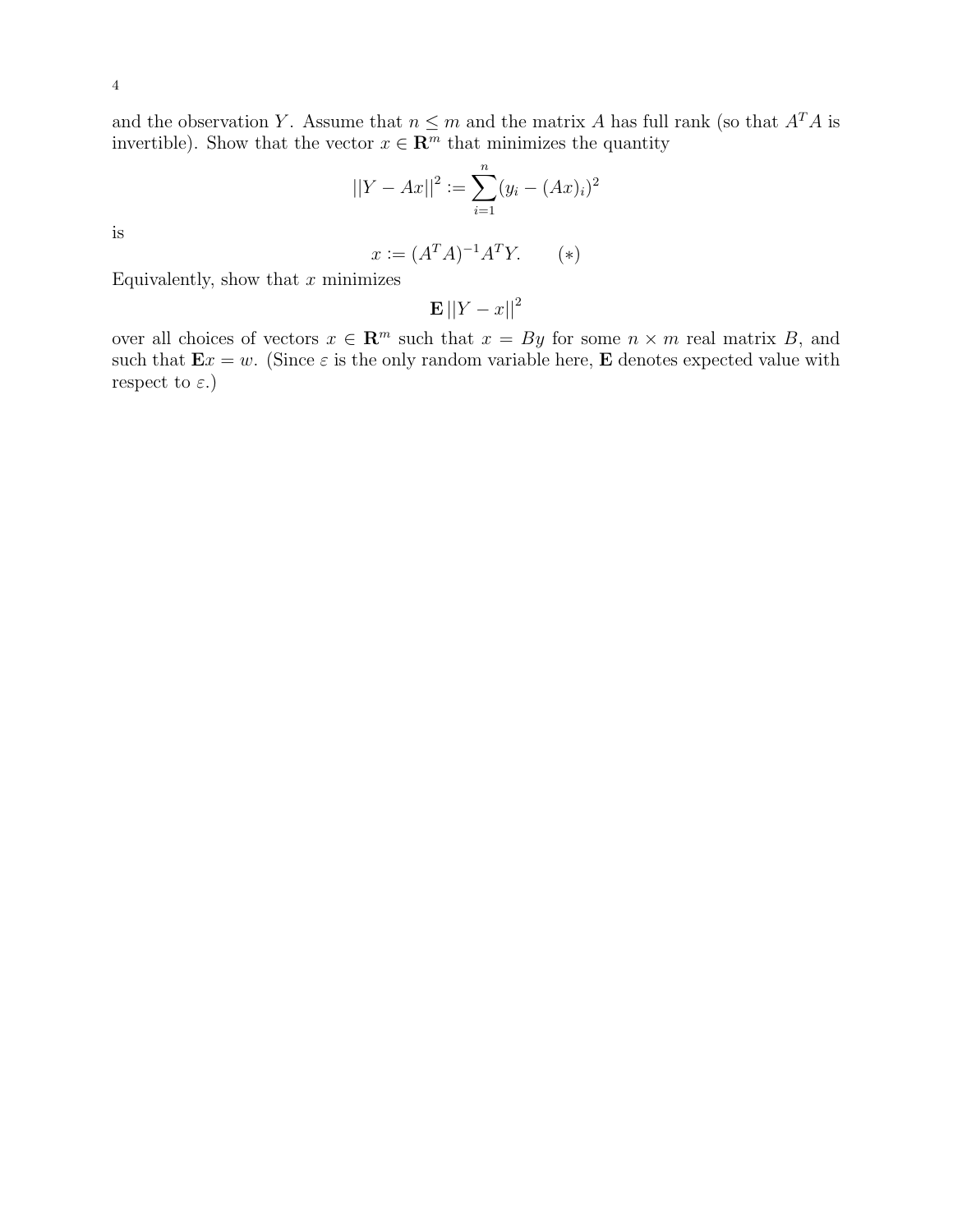and the observation $Y$. Assume that $n \leq m$ and the matrix $A$ has full rank (so that $A^T A$ is invertible). Show that the vector $x \in \mathbf{R}^m$ that minimizes the quantity

$$||Y - Ax||^2 := \sum_{i=1}^{n} (y_i - (Ax)_i)^2$$

is

$$x := (A^T A)^{-1} A^T Y. \qquad (*)$$

Equivalently, show that $x$ minimizes

$$\mathbf{E} \, ||Y - x||^2$$

over all choices of vectors $x \in \mathbf{R}^m$ such that $x = By$ for some $n \times m$ real matrix $B$, and such that $\mathbf{E}x = w$. (Since $\varepsilon$ is the only random variable here, $\mathbf{E}$ denotes expected value with respect to $\varepsilon$.)